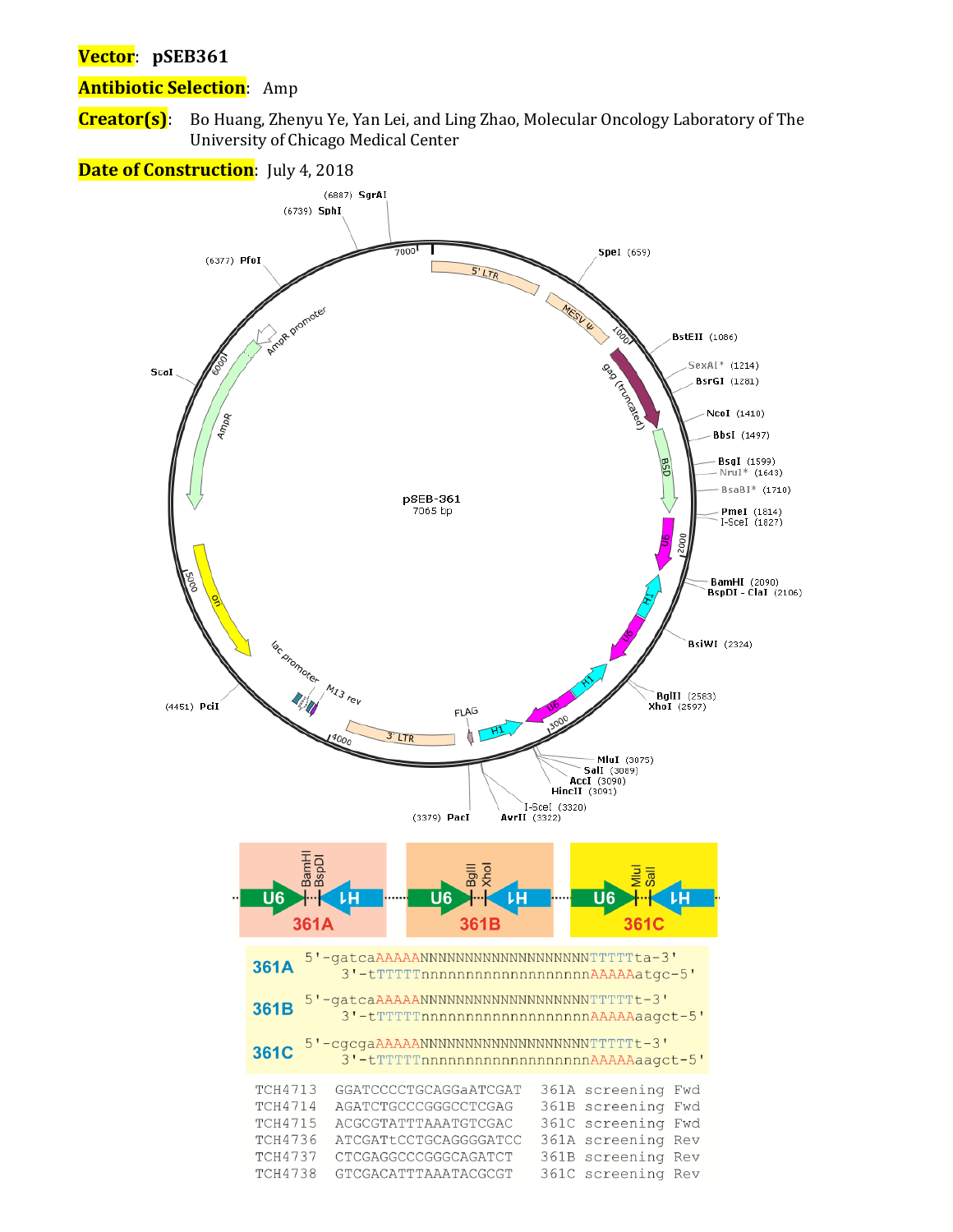**Vector**: **pSEB361**

**Antibiotic Selection**: Amp

**Creator(s)**: Bo Huang, Zhenyu Ye, Yan Lei, and Ling Zhao, Molecular Oncology Laboratory of The University of Chicago Medical Center

**Date of Construction**: July 4, 2018

pSEB-361
7065 bp

5' LTR, MESV ψ, gag (truncated), BSD, U6, H1, U6, H1, U6, H1, FLAG, 3' LTR, M13 rev, lac promoter, ori, AmpR, AmpR promoter

SpeI (659), BstEII (1086), SexAI* (1214), BsrGI (1281), NcoI (1410), BbsI (1497), BsgI (1599), NruI* (1643), BsaBI* (1710), PmeI (1814), I-SceI (1827), BamHI (2090), BspDI - ClaI (2106), BsiWI (2324), BglII (2583), XhoI (2597), MluI (3075), SalI (3089), AccI (3090), HincII (3091), I-SceI (3320), AvrII (3322), PacI (3379), PciI (4451), ScaI, PfoI (6377), SphI (6739), SgrAI (6887)

361A: U6 — BamHI, BspDI — H1
361B: U6 — BglII, XhoI — H1
361C: U6 — MluI, SalI — H1

| | |
|---|---|
| 361A | 5'-gatcaAAAAANNNNNNNNNNNNNNNNNNNTTTTTta-3'<br>3'-tTTTTTnnnnnnnnnnnnnnnnnnnAAAAAatgc-5' |
| 361B | 5'-gatcaAAAAANNNNNNNNNNNNNNNNNNNTTTTTt-3'<br>3'-tTTTTTnnnnnnnnnnnnnnnnnnnAAAAAaagct-5' |
| 361C | 5'-cgcgaAAAAANNNNNNNNNNNNNNNNNNNTTTTTt-3'<br>3'-tTTTTTnnnnnnnnnnnnnnnnnnnAAAAAaagct-5' |

| | | |
|---|---|---|
| TCH4713 | GGATCCCCTGCAGGaATCGAT | 361A screening Fwd |
| TCH4714 | AGATCTGCCCGGGCCTCGAG | 361B screening Fwd |
| TCH4715 | ACGCGTATTTAAATGTCGAC | 361C screening Fwd |
| TCH4736 | ATCGATtCCTGCAGGGGATCC | 361A screening Rev |
| TCH4737 | CTCGAGGCCCGGGCAGATCT | 361B screening Rev |
| TCH4738 | GTCGACATTTAAATACGCGT | 361C screening Rev |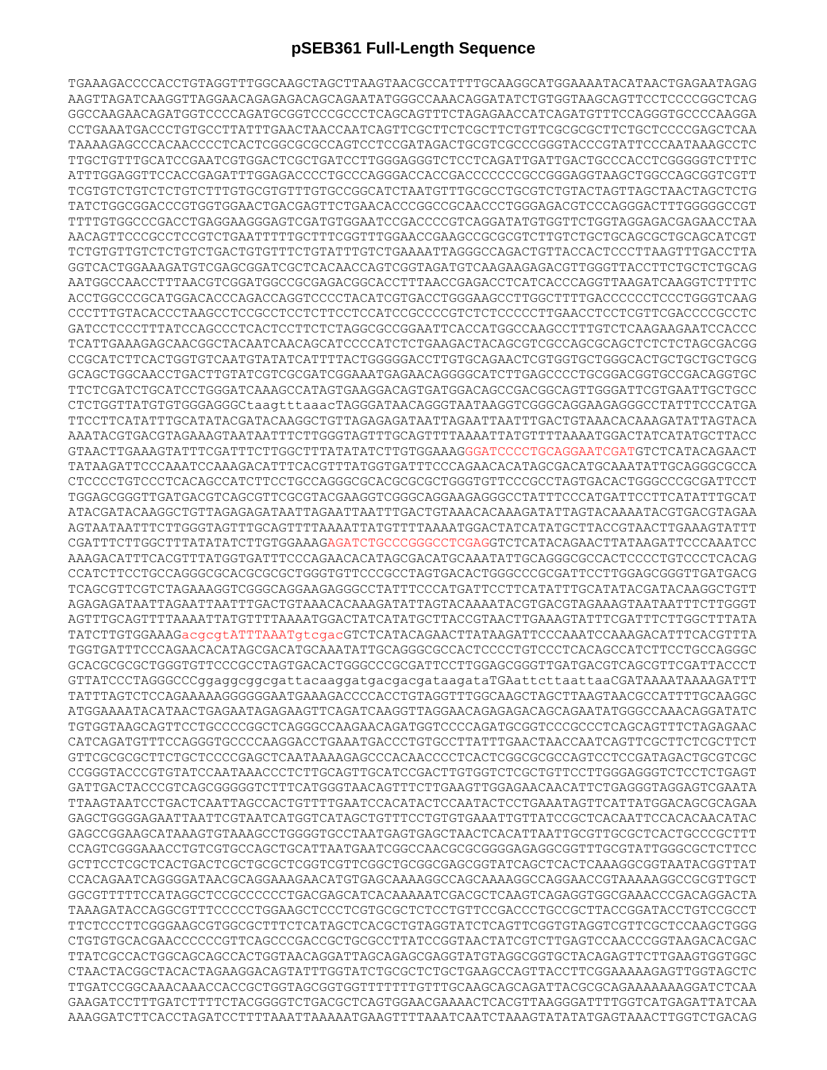## pSEB361 Full-Length Sequence

```
TGAAAGACCCCACCTGTAGGTTTGGCAAGCTAGCTTAAGTAACGCCATTTTGCAAGGCATGGAAAAATACATAACTGAGAATAGAG
AAGTTAGATCAAGGTTAGGAACAGAGAGACAGCAGAATATGGGCCAAACAGGATATCTGTGGTAAGCAGTTCCTCCCCGGCTCAG
GGCCAAGAACAGATGGTCCCCAGATGCGGTCCCGCCCTCAGCAGTTTCTAGAGAACCATCAGATGTTTCCAGGGTGCCCCAAGGA
CCTGAAATGACCCTGTGCCTTATTTGAACTAACCAATCAGTTCGCTTCTCGCTTCTGTTCGCGCGCTTCTGCTCCCCGAGCTCAA
TAAAAGAGCCCACAACCCCTCACTCGGCGCGCCAGTCCTCCGATAGACTGCGTCGCCCGGGTACCCGTATTCCCAATAAAGCCTC
TTGCTGTTTGCATCCGAATCGTGGACTCGCTGATCCTTGGGAGGGTCTCCTCAGATTGATTGACTGCCCACCTCGGGGGTCTTTC
ATTTGGAGGTTCCACCGAGATTTGGAGACCCCTGCCCAGGGACCACCGACCCCCCCGCCGGGAGGTAAGCTGGCCAGCGGTCGTT
TCGTGTCTGTCTCTGTCTTTGTGCGTGTTTGTGCCGGCATCTAATGTTTGCGCCTGCGTCTGTACTAGTTAGCTAACTAGCTCTG
TATCTGGCGGACCCGTGGTGGAACTGACGAGTTCTGAACACCCGGCCGCAACCCTGGGAGACGTCCCAGGGACTTTGGGGGCCGT
TTTTGTGGCCCGACCTGAGGAAGGGAGTCGATGTGGAATCCGACCCCGTCAGGATATGTGGTTCTGGTAGGAGACGAGAACCTAA
AACAGTTCCCGCCTCCGTCTGAATTTTTGCTTTCGGTTTGGAACCGAAGCCGCGCGTCTTGTCTGCTGCAGCGCTGCAGCATCGT
TCTGTGTTGTCTCTGTCTGACTGTGTTTCTGTATTTGTCTGAAAATTAGGGCCAGACTGTTACCACTCCCTTAAGTTTGACCTTA
GGTCACTGGAAAGATGTCGAGCGGATCGCTCACAACCAGTCGGTAGATGTCAAGAAGAGACGTTGGGTTACCTTCTGCTCTGCAG
AATGGCCAACCTTTAACGTCGGATGGCCGCGAGACGGCACCTTTAACCGAGACCTCATCACCCAGGTTAAGATCAAGGTCTTTTC
ACCTGGCCCGCATGGACACCCAGACCAGGTCCCCTACATCGTGACCTGGGAAGCCTTGGCTTTTGACCCCCCTCCCTGGGTCAAG
CCCTTTGTACACCCTAAGCCTCCGCCTCCTCTTCCTCCATCCGCCCCGTCTCTCCCCCTTGAACCTCCTCGTTCGACCCCGCCTC
GATCCTCCCTTTATCCAGCCCTCACTCCTTCTCTAGGCGCCGGAATTCACCATGGCCAAGCCTTTGTCTCAAGAAGAATCCACCC
TCATTGAAAGAGCAACGGCTACAATCAACAGCATCCCCATCTCTGAAGACTACAGCGTCGCCAGCGCAGCTCTCTCTAGCGACGG
CCGCATCTTCACTGGTGTCAATGTATATCATTTTACTGGGGGACCTTGTGCAGAACTCGTGGTGCTGGGCACTGCTGCTGCTGCG
GCAGCTGGCAACCTGACTTGTATCGTCGCGATCGGAAATGAGAACAGGGGCATCTTGAGCCCCTGCGGACGGTGCCGACAGGTGC
TTCTCGATCTGCATCCTGGGATCAAAGCCATAGTGAAGGACAGTGATGGACAGCCGACGGCAGTTGGGATTCGTGAATTGCTGCC
CTCTGGTTATGTGTGGGAGGGCtaagtttaaacTAGGGATAACAGGGTAATAAGGTCGGGCAGGAAGAGGGCCTATTTCCCATGA
TTCCTTCATATTTGCATATACGATACAAGGCTGTTAGAGAGATAATTAGAATTAATTTGACTGTAAACACAAAGATATTAGTACA
AAATACGTGACGTAGAAAGTAATAATTTCTTGGGTAGTTTGCAGTTTTAAAATTATGTTTTAAAATGGACTATCATATGCTTACC
GTAACTTGAAAGTATTTCGATTTCTTGGCTTTATATATCTTGTGGAAAGGGATCCCCTGCAGGAATCGATGTCTCATACAGAACT
TATAAGATTCCCAAATCCAAAGACATTTCACGTTTATGGTGATTTCCCAGAACACATAGCGACATGCAAATATTGCAGGGCGCCA
CTCCCCTGTCCCTCACAGCCATCTTCCTGCCAGGGCGCACGCGCGCTGGGTGTTCCCGCCTAGTGACACTGGGCCCGCGATTCCT
TGGAGCGGGTTGATGACGTCAGCGTTCGCGTACGAAGGTCGGGCAGGAAGAGGGCCTATTTCCCATGATTCCTTCATATTTGCAT
ATACGATACAAGGCTGTTAGAGAGATAATTAGAATTAATTTGACTGTAAACACAAAGATATTAGTACAAAATACGTGACGTAGAA
AGTAATAATTTCTTGGGTAGTTTGCAGTTTTAAAATTATGTTTTAAAATGGACTATCATATGCTTACCGTAACTTGAAAGTATTT
CGATTTCTTGGCTTTATATATCTTGTGGAAAGAGATCTGCCCGGGCCTCGAGGTCTCATACAGAACTTATAAGATTCCCAAATCC
AAAGACATTTCACGTTTATGGTGATTTCCCAGAACACATAGCGACATGCAAATATTGCAGGGCGCCACTCCCCTGTCCCTCACAG
CCATCTTCCTGCCAGGGCGCACGCGCGCTGGGTGTTCCCGCCTAGTGACACTGGGCCCGCGATTCCTTGGAGCGGGTTGATGACG
TCAGCGTTCGTCTAGAAAGGTCGGGCAGGAAGAGGGCCTATTTCCCATGATTCCTTCATATTTGCATATACGATACAAGGCTGTT
AGAGAGATAATTAGAATTAATTTGACTGTAAACACAAAGATATTAGTACAAAATACGTGACGTAGAAAGTAATAATTTCTTGGGT
AGTTTGCAGTTTTAAAATTATGTTTTAAAATGGACTATCATATGCTTACCGTAACTTGAAAGTATTTCGATTTCTTGGCTTTATA
TATCTTGTGGAAAGacgcgtATTTAAATgtcgacGTCTCATACAGAACTTATAAGATTCCCAAATCCAAAGACATTTCACGTTTA
TGGTGATTTCCCAGAACACATAGCGACATGCAAATATTGCAGGGCGCCACTCCCCTGTCCCTCACAGCCATCTTCCTGCCAGGGC
GCACGCGCGCTGGGTGTTCCCGCCTAGTGACACTGGGCCCGCGATTCCTTGGAGCGGGTTGATGACGTCAGCGTTCGATTACCCT
GTTATCCCTAGGGCCCggaggcggcgattacaaggatgacgacgataagataTGAattcttaattaaCGATAAAATAAAAGATTT
TATTTAGTCTCCAGAAAAAGGGGGGAATGAAAGACCCCACCTGTAGGTTTGGCAAGCTAGCTTAAGTAACGCCATTTTGCAAGGC
ATGGAAAATACATAACTGAGAATAGAGAAGTTCAGATCAAGGTTAGGAACAGAGAGACAGCAGAATATGGGCCAAACAGGATATC
TGTGGTAAGCAGTTCCTGCCCCGGCTCAGGGCCAAGAACAGATGGTCCCCAGATGCGGTCCCGCCCTCAGCAGTTTCTAGAGAAC
CATCAGATGTTTCCAGGGTGCCCCAAGGACCTGAAATGACCCTGTGCCTTATTTGAACTAACCAATCAGTTCGCTTCTCGCTTCT
GTTCGCGCGCTTCTGCTCCCCGAGCTCAATAAAAGAGCCCACAACCCCTCACTCGGCGCGCCAGTCCTCCGATAGACTGCGTCGC
CCGGGTACCCGTGTATCCAATAAACCCTCTTGCAGTTGCATCCGACTTGTGGTCTCGCTGTTCCTTGGGAGGGTCTCCTCTGAGT
GATTGACTACCCGTCAGCGGGGGTCTTTCATGGGTAACAGTTTCTTGAAGTTGGAGAACAACATTCTGAGGGTAGGAGTCGAATA
TTAAGTAATCCTGACTCAATTAGCCACTGTTTTGAATCCACATACTCCAATACTCCTGAAATAGTTCATTATGGACAGCGCAGAA
GAGCTGGGGAGAATTAATTCGTAATCATGGTCATAGCTGTTTCCTGTGTGAAATTGTTATCCGCTCACAATTCCACACAACATAC
GAGCCGGAAGCATAAAGTGTAAAGCCTGGGGTGCCTAATGAGTGAGCTAACTCACATTAATTGCGTTGCGCTCACTGCCCGCTTT
CCAGTCGGGAAACCTGTCGTGCCAGCTGCATTAATGAATCGGCCAACGCGCGGGGAGAGGCGGTTTGCGTATTGGGCGCTCTTCC
GCTTCCTCGCTCACTGACTCGCTGCGCTCGGTCGTTCGGCTGCGGCGAGCGGTATCAGCTCACTCAAAGGCGGTAATACGGTTAT
CCACAGAATCAGGGGATAACGCAGGAAAGAACATGTGAGCAAAAGGCCAGCAAAAGGCCAGGAACCGTAAAAAGGCCGCGTTGCT
GGCGTTTTTCCATAGGCTCCGCCCCCCTGACGAGCATCACAAAAATCGACGCTCAAGTCAGAGGTGGCGAAACCCGACAGGACTA
TAAAGATACCAGGCGTTTCCCCCTGGAAGCTCCCTCGTGCGCTCTCCTGTTCCGACCCTGCCGCTTACCGGATACCTGTCCGCCT
TTCTCCCTTCGGGAAGCGTGGCGCTTTCTCATAGCTCACGCTGTAGGTATCTCAGTTCGGTGTAGGTCGTTCGCTCCAAGCTGGG
CTGTGTGCACGAACCCCCCGTTCAGCCCGACCGCTGCGCCTTATCCGGTAACTATCGTCTTGAGTCCAACCCGGTAAGACACGAC
TTATCGCCACTGGCAGCAGCCACTGGTAACAGGATTAGCAGAGCGAGGTATGTAGGCGGTGCTACAGAGTTCTTGAAGTGGTGGC
CTAACTACGGCTACACTAGAAGGACAGTATTTGGTATCTGCGCTCTGCTGAAGCCAGTTACCTTCGGAAAAAGAGTTGGTAGCTC
TTGATCCGGCAAACAAACCACCGCTGGTAGCGGTGGTTTTTTTGTTTGCAAGCAGCAGATTACGCGCAGAAAAAAAGGATCTCAA
GAAGATCCTTTGATCTTTTCTACGGGGTCTGACGCTCAGTGGAACGAAAACTCACGTTAAGGGATTTTGGTCATGAGATTATCAA
AAAGGATCTTCACCTAGATCCTTTTAAATTAAAAATGAAGTTTTAAATCAATCTAAAGTATATATGAGTAAACTTGGTCTGACAG
```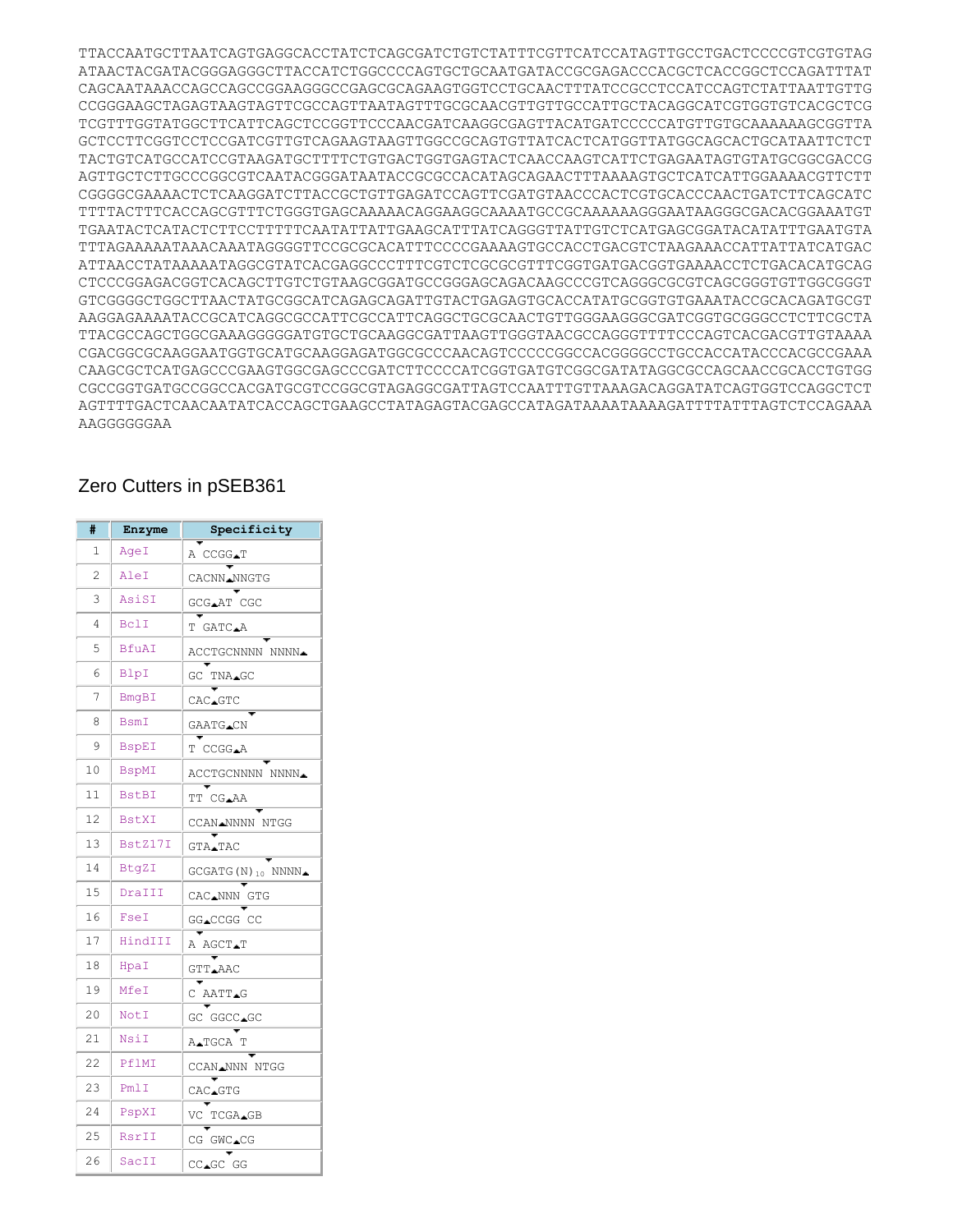```
TTACCAATGCTTAATCAGTGAGGCACCTATCTCAGCGATCTGTCTATTTCGTTCATCCATAGTTGCCTGACTCCCCGTCGTGTAG
ATAACTACGATACGGGAGGGCTTACCATCTGGCCCCAGTGCTGCAATGATACCGCGAGACCCACGCTCACCGGCTCCAGATTTAT
CAGCAATAAACCAGCCAGCCGGAAGGGCCGAGCGCAGAAGTGGTCCTGCAACTTTATCCGCCTCCATCCAGTCTATTAATTGTTG
CCGGGAAGCTAGAGTAAGTAGTTCGCCAGTTAATAGTTTGCGCAACGTTGTTGCCATTGCTACAGGCATCGTGGTGTCACGCTCG
TCGTTTGGTATGGCTTCATTCAGCTCCGGTTCCCAACGATCAAGGCGAGTTACATGATCCCCCATGTTGTGCAAAAAAGCGGTTA
GCTCCTTCGGTCCTCCGATCGTTGTCAGAAGTAAGTTGGCCGCAGTGTTATCACTCATGGTTATGGCAGCACTGCATAATTCTCT
TACTGTCATGCCATCCGTAAGATGCTTTTCTGTGACTGGTGAGTACTCAACCAAGTCATTCTGAGAATAGTGTATGCGGCGACCG
AGTTGCTCTTGCCCGGCGTCAATACGGGATAATACCGCGCCACATAGCAGAACTTTAAAAGTGCTCATCATTGGAAAACGTTCTT
CGGGGCGAAAACTCTCAAGGATCTTACCGCTGTTGAGATCCAGTTCGATGTAACCCACTCGTGCACCCAACTGATCTTCAGCATC
TTTTACTTTCACCAGCGTTTCTGGGTGAGCAAAAACAGGAAGGCAAAATGCCGCAAAAAAGGGAATAAGGGCGACACGGAAATGT
TGAATACTCATACTCTTCCTTTTTCAATATTATTGAAGCATTTATCAGGGTTATTGTCTCATGAGCGGATACATATTTGAATGTA
TTTAGAAAAATAAACAAATAGGGGTTCCGCGCACATTTCCCCGAAAAGTGCCACCTGACGTCTAAGAAACCATTATTATCATGAC
ATTAACCTATAAAAATAGGCGTATCACGAGGCCCTTTCGTCTCGCGCGTTTCGGTGATGACGGTGAAAACCTCTGACACATGCAG
CTCCCGGAGACGGTCACAGCTTGTCTGTAAGCGGATGCCGGGAGCAGACAAGCCCGTCAGGGCGCGTCAGCGGGTGTTGGCGGGT
GTCGGGGCTGGCTTAACTATGCGGCATCAGAGCAGATTGTACTGAGAGTGCACCATATGCGGTGTGAAATACCGCACAGATGCGT
AAGGAGAAAATACCGCATCAGGCGCCATTCGCCATTCAGGCTGCGCAACTGTTGGGAAGGGCGATCGGTGCGGGCCTCTTCGCTA
TTACGCCAGCTGGCGAAAGGGGGATGTGCTGCAAGGCGATTAAGTTGGGTAACGCCAGGGTTTTCCCAGTCACGACGTTGTAAAA
CGACGGCGCAAGGAATGGTGCATGCAAGGAGATGGCGCCCAACAGTCCCCCGGCCACGGGGCCTGCCACCATACCCACGCCGAAA
CAAGCGCTCATGAGCCCGAAGTGGCGAGCCCGATCTTCCCCATCGGTGATGTCGGCGATATAGGCGCCAGCAACCGCACCTGTGG
CGCCGGTGATGCCGGCCACGATGCGTCCGGCGTAGAGGCGATTAGTCCAATTTGTTAAAGACAGGATATCAGTGGTCCAGGCTCT
AGTTTTGACTCAACAATATCACCAGCTGAAGCCTATAGAGTACGAGCCATAGATAAAATAAAAGATTTTATTTAGTCTCCAGAAA
AAGGGGGGAA
```

## Zero Cutters in pSEB361

| # | Enzyme | Specificity |
|---|---|---|
| 1 | AgeI | A CCGG T |
| 2 | AleI | CACNN NNGTG |
| 3 | AsiSI | GCG AT CGC |
| 4 | BclI | T GATC A |
| 5 | BfuAI | ACCTGCNNNN NNNN |
| 6 | BlpI | GC TNA GC |
| 7 | BmgBI | CAC GTC |
| 8 | BsmI | GAATG CN |
| 9 | BspEI | T CCGG A |
| 10 | BspMI | ACCTGCNNNN NNNN |
| 11 | BstBI | TT CG AA |
| 12 | BstXI | CCAN NNNN NTGG |
| 13 | BstZ17I | GTA TAC |
| 14 | BtgZI | GCGATG(N)$_{10}$ NNNN |
| 15 | DraIII | CAC NNN GTG |
| 16 | FseI | GG CCGG CC |
| 17 | HindIII | A AGCT T |
| 18 | HpaI | GTT AAC |
| 19 | MfeI | C AATT G |
| 20 | NotI | GC GGCC GC |
| 21 | NsiI | A TGCA T |
| 22 | PflMI | CCAN NNN NTGG |
| 23 | PmlI | CAC GTG |
| 24 | PspXI | VC TCGA GB |
| 25 | RsrII | CG GWC CG |
| 26 | SacII | CC GC GG |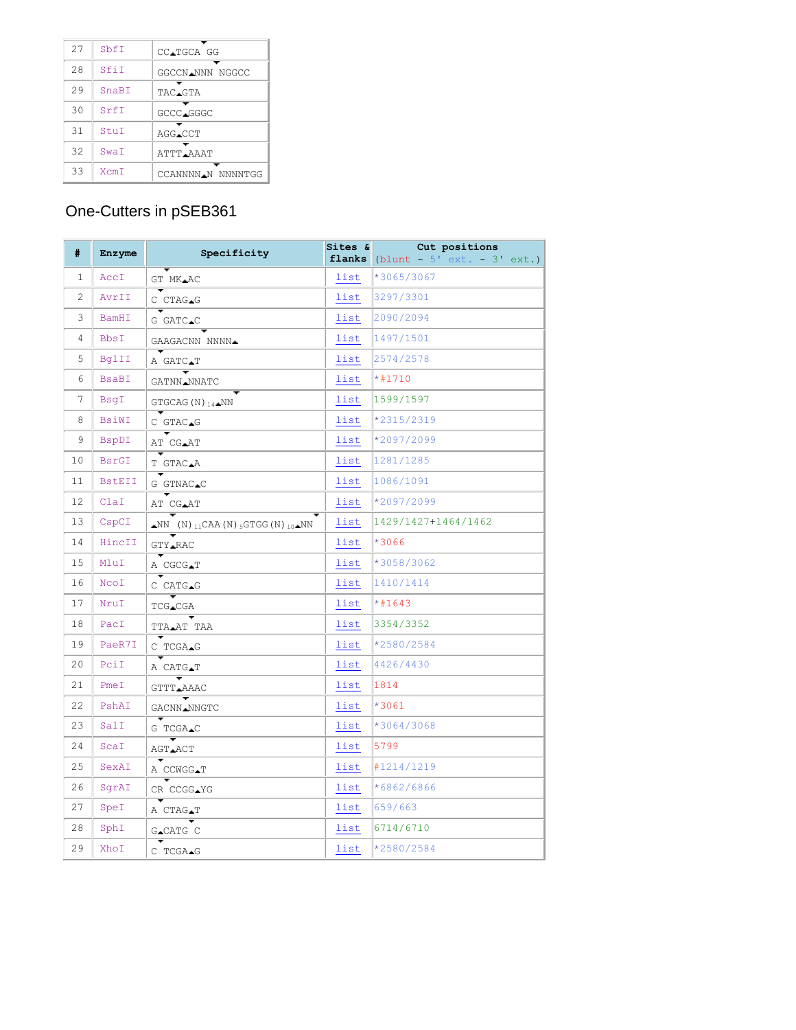| | | |
|---|---|---|
| 27 | SbfI | CC▲TGCA GG |
| 28 | SfiI | GGCCN▲NNN NGGCC |
| 29 | SnaBI | TAC▲GTA |
| 30 | SrfI | GCCC▲GGGC |
| 31 | StuI | AGG▲CCT |
| 32 | SwaI | ATTT▲AAAT |
| 33 | XcmI | CCANNNN▲N NNNNTGG |

## One-Cutters in pSEB361

| # | Enzyme | Specificity | Sites & flanks | Cut positions (blunt - 5' ext. - 3' ext.) |
|---|---|---|---|---|
| 1 | AccI | GT MK▲AC | list | *3065/3067 |
| 2 | AvrII | C CTAG▲G | list | 3297/3301 |
| 3 | BamHI | G GATC▲C | list | 2090/2094 |
| 4 | BbsI | GAAGACNN NNNN▲ | list | 1497/1501 |
| 5 | BglII | A GATC▲T | list | 2574/2578 |
| 6 | BsaBI | GATNN▲NNATC | list | *#1710 |
| 7 | BsgI | GTGCAG(N)14▲NN | list | 1599/1597 |
| 8 | BsiWI | C GTAC▲G | list | *2315/2319 |
| 9 | BspDI | AT CG▲AT | list | *2097/2099 |
| 10 | BsrGI | T GTAC▲A | list | 1281/1285 |
| 11 | BstEII | G GTNAC▲C | list | 1086/1091 |
| 12 | ClaI | AT CG▲AT | list | *2097/2099 |
| 13 | CspCI | ▲NN (N)11CAA(N)5GTGG(N)10▲NN | list | 1429/1427+1464/1462 |
| 14 | HincII | GTY▲RAC | list | *3066 |
| 15 | MluI | A CGCG▲T | list | *3058/3062 |
| 16 | NcoI | C CATG▲G | list | 1410/1414 |
| 17 | NruI | TCG▲CGA | list | *#1643 |
| 18 | PacI | TTA▲AT TAA | list | 3354/3352 |
| 19 | PaeR7I | C TCGA▲G | list | *2580/2584 |
| 20 | PciI | A CATG▲T | list | 4426/4430 |
| 21 | PmeI | GTTT▲AAAC | list | 1814 |
| 22 | PshAI | GACNN▲NNGTC | list | *3061 |
| 23 | SalI | G TCGA▲C | list | *3064/3068 |
| 24 | ScaI | AGT▲ACT | list | 5799 |
| 25 | SexAI | A CCWGG▲T | list | #1214/1219 |
| 26 | SgrAI | CR CCGG▲YG | list | *6862/6866 |
| 27 | SpeI | A CTAG▲T | list | 659/663 |
| 28 | SphI | G▲CATG C | list | 6714/6710 |
| 29 | XhoI | C TCGA▲G | list | *2580/2584 |